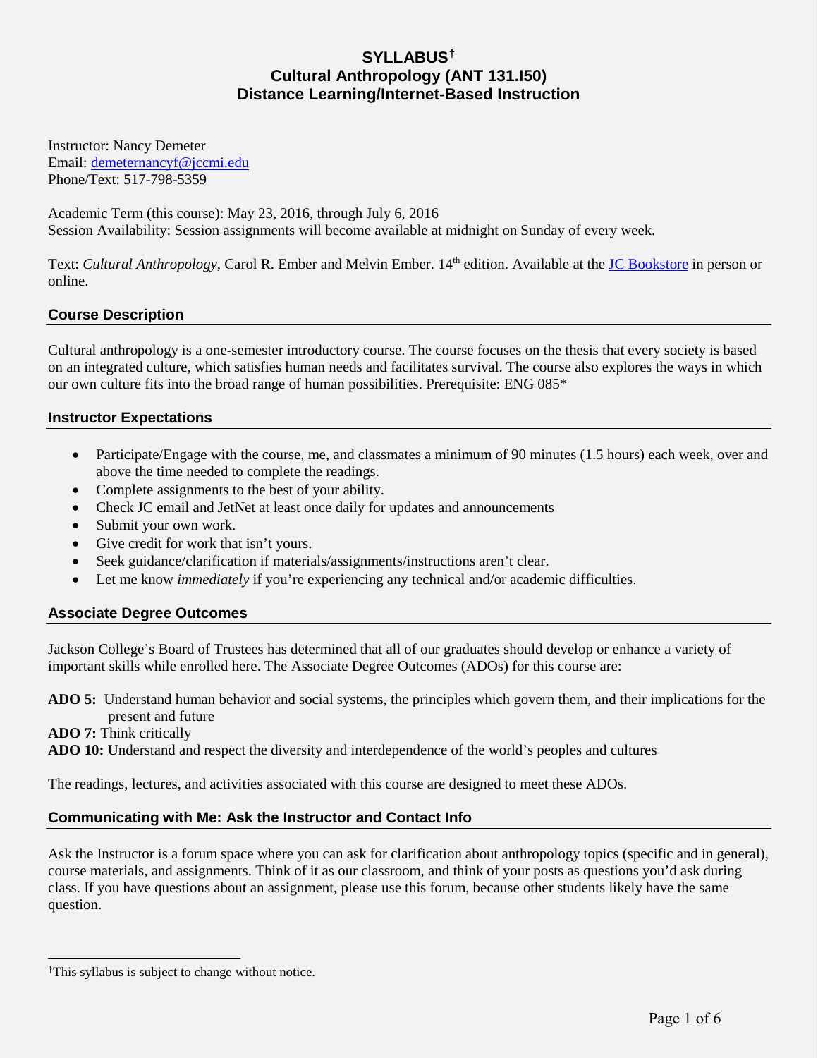# SYLLABUS[†]
# Cultural Anthropology (ANT 131.I50)
# Distance Learning/Internet-Based Instruction

Instructor: Nancy Demeter
Email: demeternancyf@jccmi.edu
Phone/Text: 517-798-5359

Academic Term (this course): May 23, 2016, through July 6, 2016
Session Availability: Session assignments will become available at midnight on Sunday of every week.

Text: *Cultural Anthropology*, Carol R. Ember and Melvin Ember. 14th edition. Available at the JC Bookstore in person or online.

## Course Description

Cultural anthropology is a one-semester introductory course. The course focuses on the thesis that every society is based on an integrated culture, which satisfies human needs and facilitates survival. The course also explores the ways in which our own culture fits into the broad range of human possibilities. Prerequisite: ENG 085*

## Instructor Expectations

- Participate/Engage with the course, me, and classmates a minimum of 90 minutes (1.5 hours) each week, over and above the time needed to complete the readings.
- Complete assignments to the best of your ability.
- Check JC email and JetNet at least once daily for updates and announcements
- Submit your own work.
- Give credit for work that isn't yours.
- Seek guidance/clarification if materials/assignments/instructions aren't clear.
- Let me know *immediately* if you're experiencing any technical and/or academic difficulties.

## Associate Degree Outcomes

Jackson College's Board of Trustees has determined that all of our graduates should develop or enhance a variety of important skills while enrolled here. The Associate Degree Outcomes (ADOs) for this course are:

**ADO 5:** Understand human behavior and social systems, the principles which govern them, and their implications for the present and future
**ADO 7:** Think critically
**ADO 10:** Understand and respect the diversity and interdependence of the world's peoples and cultures

The readings, lectures, and activities associated with this course are designed to meet these ADOs.

## Communicating with Me: Ask the Instructor and Contact Info

Ask the Instructor is a forum space where you can ask for clarification about anthropology topics (specific and in general), course materials, and assignments. Think of it as our classroom, and think of your posts as questions you'd ask during class. If you have questions about an assignment, please use this forum, because other students likely have the same question.

---

[†]This syllabus is subject to change without notice.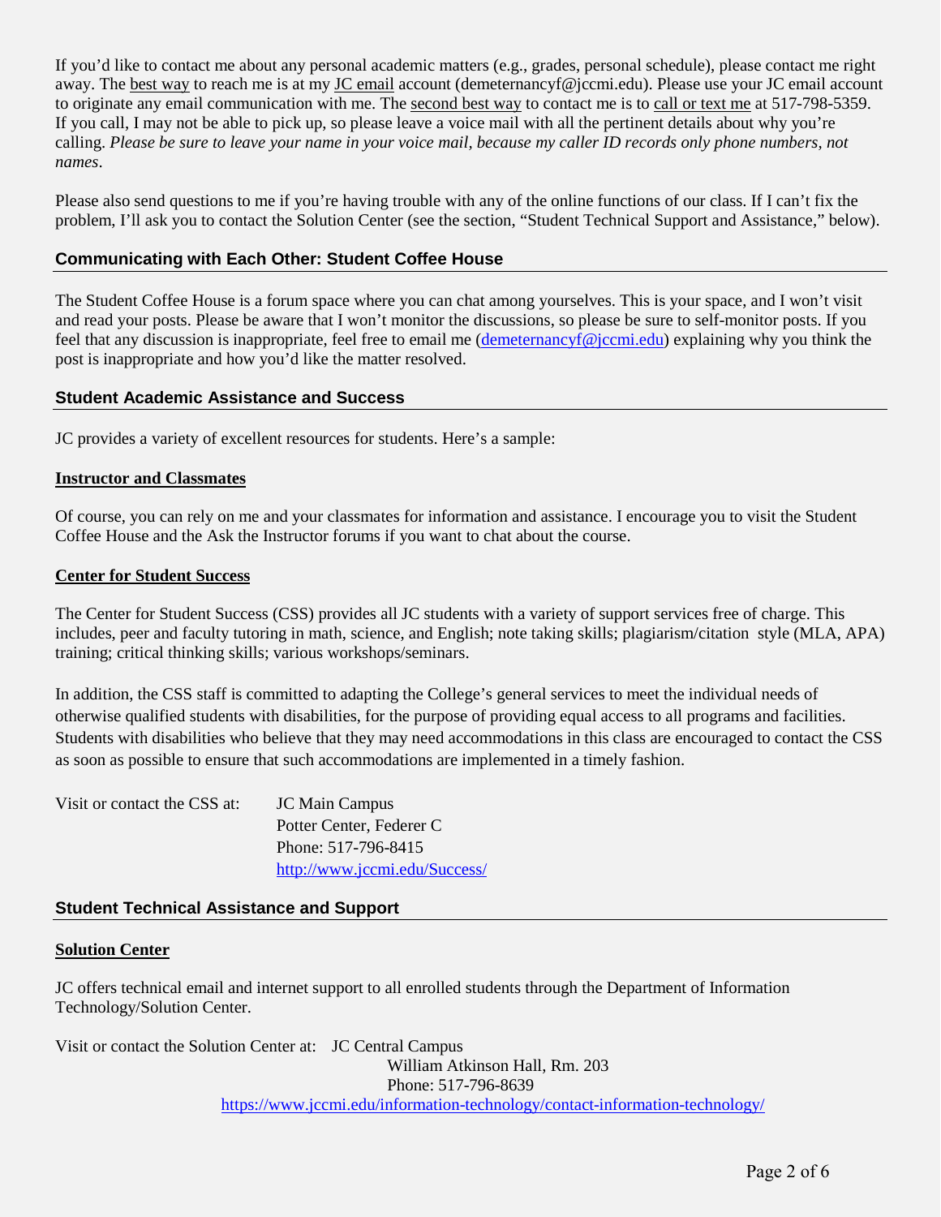If you'd like to contact me about any personal academic matters (e.g., grades, personal schedule), please contact me right away. The best way to reach me is at my JC email account (demeternancyf@jccmi.edu). Please use your JC email account to originate any email communication with me. The second best way to contact me is to call or text me at 517-798-5359. If you call, I may not be able to pick up, so please leave a voice mail with all the pertinent details about why you're calling. *Please be sure to leave your name in your voice mail, because my caller ID records only phone numbers, not names*.

Please also send questions to me if you're having trouble with any of the online functions of our class. If I can't fix the problem, I'll ask you to contact the Solution Center (see the section, "Student Technical Support and Assistance," below).

## Communicating with Each Other: Student Coffee House

The Student Coffee House is a forum space where you can chat among yourselves. This is your space, and I won't visit and read your posts. Please be aware that I won't monitor the discussions, so please be sure to self-monitor posts. If you feel that any discussion is inappropriate, feel free to email me (demeternancyf@jccmi.edu) explaining why you think the post is inappropriate and how you'd like the matter resolved.

## Student Academic Assistance and Success

JC provides a variety of excellent resources for students. Here's a sample:

### Instructor and Classmates

Of course, you can rely on me and your classmates for information and assistance. I encourage you to visit the Student Coffee House and the Ask the Instructor forums if you want to chat about the course.

### Center for Student Success

The Center for Student Success (CSS) provides all JC students with a variety of support services free of charge. This includes, peer and faculty tutoring in math, science, and English; note taking skills; plagiarism/citation style (MLA, APA) training; critical thinking skills; various workshops/seminars.

In addition, the CSS staff is committed to adapting the College's general services to meet the individual needs of otherwise qualified students with disabilities, for the purpose of providing equal access to all programs and facilities. Students with disabilities who believe that they may need accommodations in this class are encouraged to contact the CSS as soon as possible to ensure that such accommodations are implemented in a timely fashion.

Visit or contact the CSS at:
JC Main Campus
Potter Center, Federer C
Phone: 517-796-8415
http://www.jccmi.edu/Success/

## Student Technical Assistance and Support

### Solution Center

JC offers technical email and internet support to all enrolled students through the Department of Information Technology/Solution Center.

Visit or contact the Solution Center at:
JC Central Campus
William Atkinson Hall, Rm. 203
Phone: 517-796-8639
https://www.jccmi.edu/information-technology/contact-information-technology/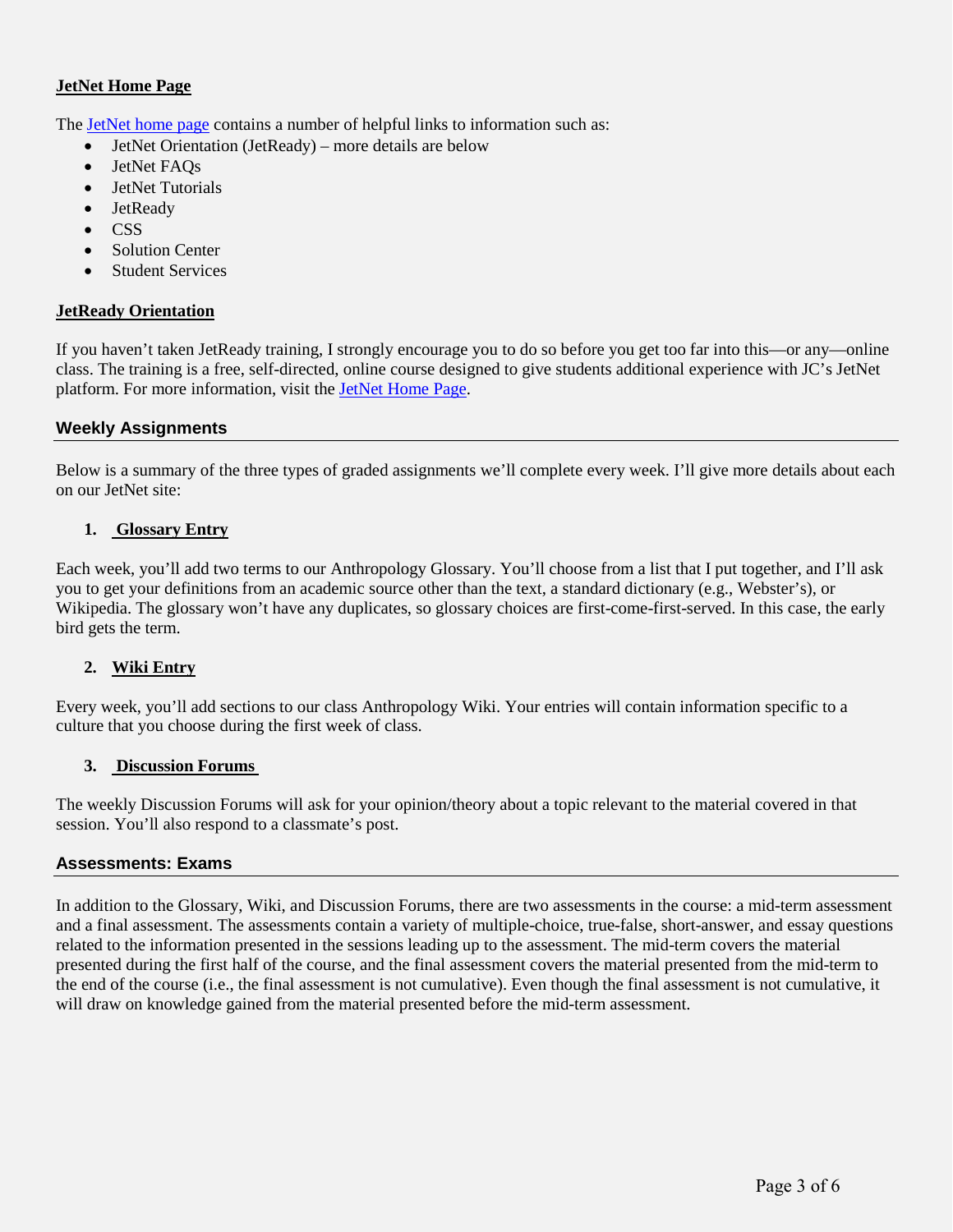**JetNet Home Page**

The JetNet home page contains a number of helpful links to information such as:

- JetNet Orientation (JetReady) – more details are below
- JetNet FAQs
- JetNet Tutorials
- JetReady
- CSS
- Solution Center
- Student Services

**JetReady Orientation**

If you haven't taken JetReady training, I strongly encourage you to do so before you get too far into this—or any—online class. The training is a free, self-directed, online course designed to give students additional experience with JC's JetNet platform. For more information, visit the JetNet Home Page.

## Weekly Assignments

Below is a summary of the three types of graded assignments we'll complete every week. I'll give more details about each on our JetNet site:

1. **Glossary Entry**

Each week, you'll add two terms to our Anthropology Glossary. You'll choose from a list that I put together, and I'll ask you to get your definitions from an academic source other than the text, a standard dictionary (e.g., Webster's), or Wikipedia. The glossary won't have any duplicates, so glossary choices are first-come-first-served. In this case, the early bird gets the term.

2. **Wiki Entry**

Every week, you'll add sections to our class Anthropology Wiki. Your entries will contain information specific to a culture that you choose during the first week of class.

3. **Discussion Forums**

The weekly Discussion Forums will ask for your opinion/theory about a topic relevant to the material covered in that session. You'll also respond to a classmate's post.

## Assessments: Exams

In addition to the Glossary, Wiki, and Discussion Forums, there are two assessments in the course: a mid-term assessment and a final assessment. The assessments contain a variety of multiple-choice, true-false, short-answer, and essay questions related to the information presented in the sessions leading up to the assessment. The mid-term covers the material presented during the first half of the course, and the final assessment covers the material presented from the mid-term to the end of the course (i.e., the final assessment is not cumulative). Even though the final assessment is not cumulative, it will draw on knowledge gained from the material presented before the mid-term assessment.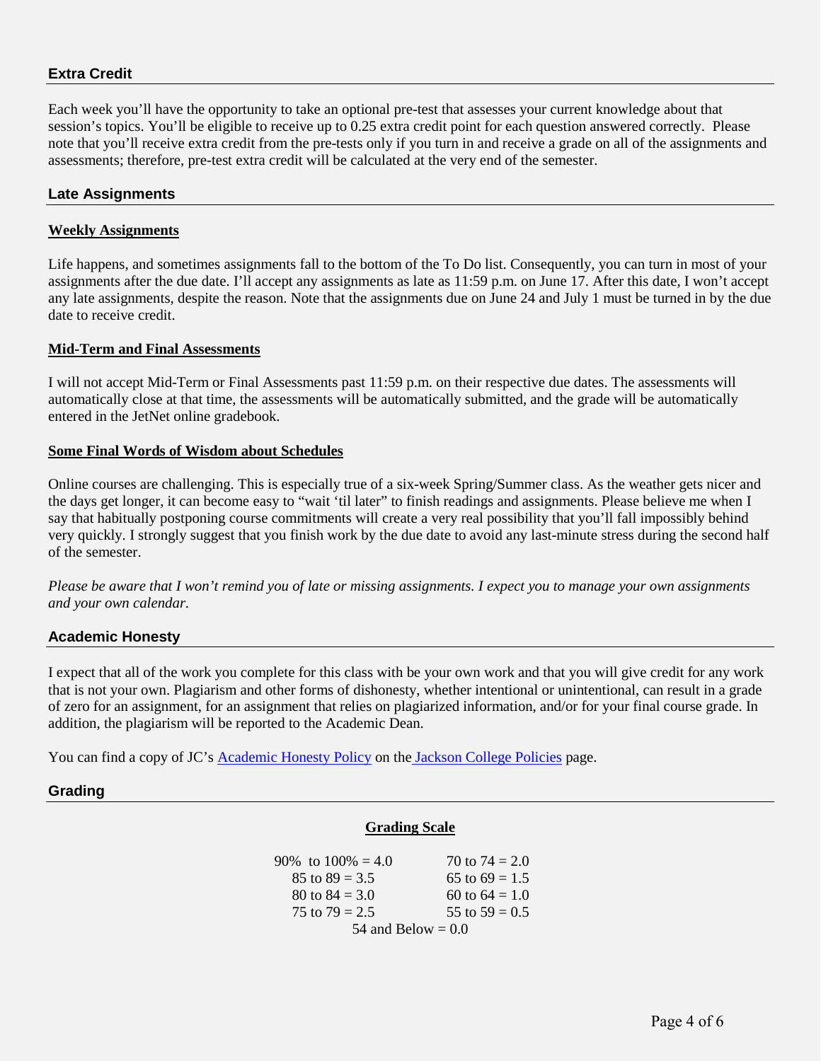## Extra Credit

Each week you'll have the opportunity to take an optional pre-test that assesses your current knowledge about that session's topics. You'll be eligible to receive up to 0.25 extra credit point for each question answered correctly. Please note that you'll receive extra credit from the pre-tests only if you turn in and receive a grade on all of the assignments and assessments; therefore, pre-test extra credit will be calculated at the very end of the semester.

## Late Assignments

### Weekly Assignments

Life happens, and sometimes assignments fall to the bottom of the To Do list. Consequently, you can turn in most of your assignments after the due date. I'll accept any assignments as late as 11:59 p.m. on June 17. After this date, I won't accept any late assignments, despite the reason. Note that the assignments due on June 24 and July 1 must be turned in by the due date to receive credit.

### Mid-Term and Final Assessments

I will not accept Mid-Term or Final Assessments past 11:59 p.m. on their respective due dates. The assessments will automatically close at that time, the assessments will be automatically submitted, and the grade will be automatically entered in the JetNet online gradebook.

### Some Final Words of Wisdom about Schedules

Online courses are challenging. This is especially true of a six-week Spring/Summer class. As the weather gets nicer and the days get longer, it can become easy to "wait 'til later" to finish readings and assignments. Please believe me when I say that habitually postponing course commitments will create a very real possibility that you'll fall impossibly behind very quickly. I strongly suggest that you finish work by the due date to avoid any last-minute stress during the second half of the semester.

*Please be aware that I won't remind you of late or missing assignments. I expect you to manage your own assignments and your own calendar.*

## Academic Honesty

I expect that all of the work you complete for this class with be your own work and that you will give credit for any work that is not your own. Plagiarism and other forms of dishonesty, whether intentional or unintentional, can result in a grade of zero for an assignment, for an assignment that relies on plagiarized information, and/or for your final course grade. In addition, the plagiarism will be reported to the Academic Dean.

You can find a copy of JC's Academic Honesty Policy on the Jackson College Policies page.

## Grading

### Grading Scale

| | |
|---|---|
| 90% to 100% = 4.0 | 70 to 74 = 2.0 |
| 85 to 89 = 3.5 | 65 to 69 = 1.5 |
| 80 to 84 = 3.0 | 60 to 64 = 1.0 |
| 75 to 79 = 2.5 | 55 to 59 = 0.5 |

54 and Below = 0.0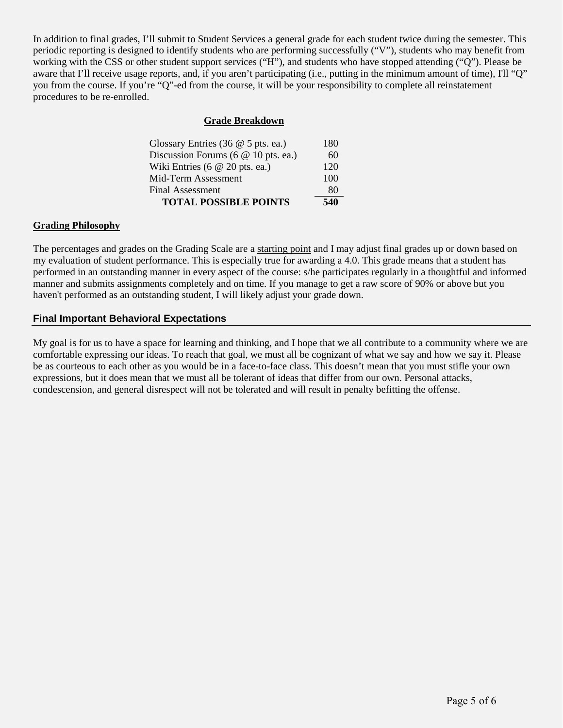In addition to final grades, I'll submit to Student Services a general grade for each student twice during the semester. This periodic reporting is designed to identify students who are performing successfully ("V"), students who may benefit from working with the CSS or other student support services ("H"), and students who have stopped attending ("Q"). Please be aware that I'll receive usage reports, and, if you aren't participating (i.e., putting in the minimum amount of time), I'll "Q" you from the course. If you're "Q"-ed from the course, it will be your responsibility to complete all reinstatement procedures to be re-enrolled.

**Grade Breakdown**

| Item | Points |
|---|---|
| Glossary Entries (36 @ 5 pts. ea.) | 180 |
| Discussion Forums (6 @ 10 pts. ea.) | 60 |
| Wiki Entries (6 @ 20 pts. ea.) | 120 |
| Mid-Term Assessment | 100 |
| Final Assessment | 80 |
| **TOTAL POSSIBLE POINTS** | **540** |

## Grading Philosophy

The percentages and grades on the Grading Scale are a starting point and I may adjust final grades up or down based on my evaluation of student performance. This is especially true for awarding a 4.0. This grade means that a student has performed in an outstanding manner in every aspect of the course: s/he participates regularly in a thoughtful and informed manner and submits assignments completely and on time. If you manage to get a raw score of 90% or above but you haven't performed as an outstanding student, I will likely adjust your grade down.

## Final Important Behavioral Expectations

My goal is for us to have a space for learning and thinking, and I hope that we all contribute to a community where we are comfortable expressing our ideas. To reach that goal, we must all be cognizant of what we say and how we say it. Please be as courteous to each other as you would be in a face-to-face class. This doesn't mean that you must stifle your own expressions, but it does mean that we must all be tolerant of ideas that differ from our own. Personal attacks, condescension, and general disrespect will not be tolerated and will result in penalty befitting the offense.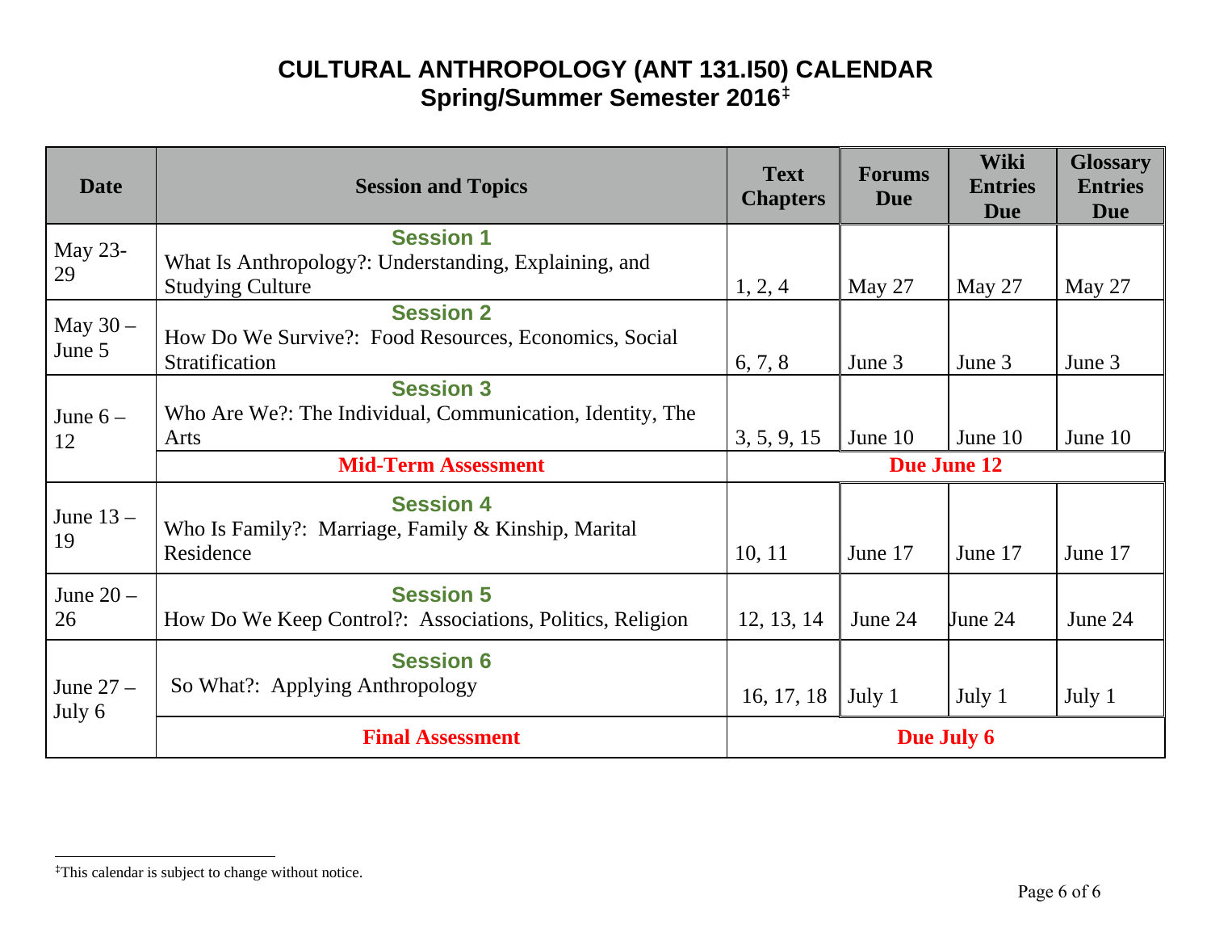# CULTURAL ANTHROPOLOGY (ANT 131.I50) CALENDAR
## Spring/Summer Semester 2016‡

| Date | Session and Topics | Text Chapters | Forums Due | Wiki Entries Due | Glossary Entries Due |
|---|---|---|---|---|---|
| May 23-29 | **Session 1** What Is Anthropology?: Understanding, Explaining, and Studying Culture | 1, 2, 4 | May 27 | May 27 | May 27 |
| May 30 – June 5 | **Session 2** How Do We Survive?: Food Resources, Economics, Social Stratification | 6, 7, 8 | June 3 | June 3 | June 3 |
| June 6 – 12 | **Session 3** Who Are We?: The Individual, Communication, Identity, The Arts | 3, 5, 9, 15 | June 10 | June 10 | June 10 |
| | **Mid-Term Assessment** | **Due June 12** | | | |
| June 13 – 19 | **Session 4** Who Is Family?: Marriage, Family & Kinship, Marital Residence | 10, 11 | June 17 | June 17 | June 17 |
| June 20 – 26 | **Session 5** How Do We Keep Control?: Associations, Politics, Religion | 12, 13, 14 | June 24 | June 24 | June 24 |
| June 27 – July 6 | **Session 6** So What?: Applying Anthropology | 16, 17, 18 | July 1 | July 1 | July 1 |
| | **Final Assessment** | **Due July 6** | | | |

‡This calendar is subject to change without notice.